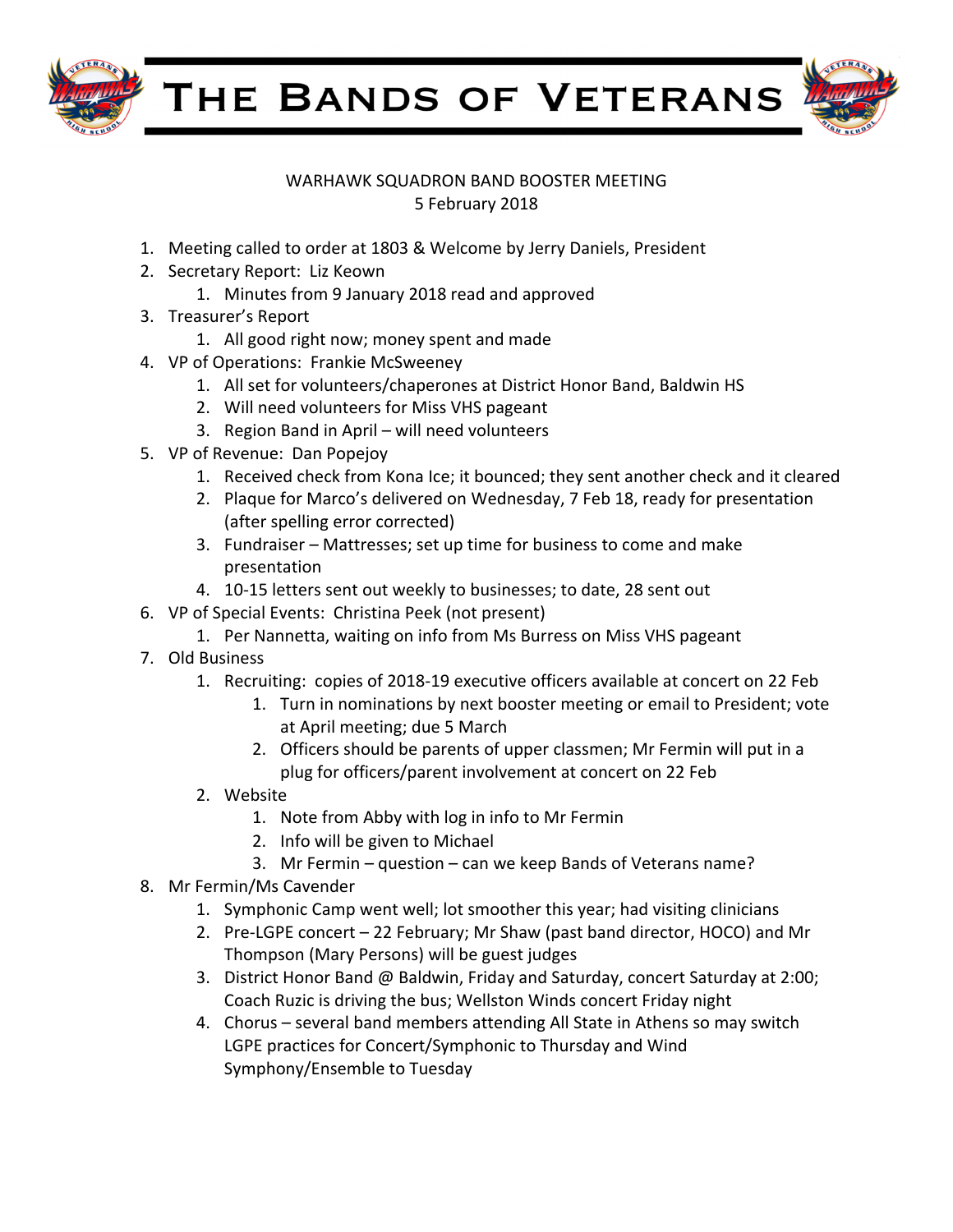# The Bands of Veterans

WARHAWK SQUADRON BAND BOOSTER MEETING
5 February 2018

1. Meeting called to order at 1803 & Welcome by Jerry Daniels, President
2. Secretary Report: Liz Keown
    1. Minutes from 9 January 2018 read and approved
3. Treasurer's Report
    1. All good right now; money spent and made
4. VP of Operations: Frankie McSweeney
    1. All set for volunteers/chaperones at District Honor Band, Baldwin HS
    2. Will need volunteers for Miss VHS pageant
    3. Region Band in April – will need volunteers
5. VP of Revenue: Dan Popejoy
    1. Received check from Kona Ice; it bounced; they sent another check and it cleared
    2. Plaque for Marco's delivered on Wednesday, 7 Feb 18, ready for presentation (after spelling error corrected)
    3. Fundraiser – Mattresses; set up time for business to come and make presentation
    4. 10-15 letters sent out weekly to businesses; to date, 28 sent out
6. VP of Special Events: Christina Peek (not present)
    1. Per Nannetta, waiting on info from Ms Burress on Miss VHS pageant
7. Old Business
    1. Recruiting: copies of 2018-19 executive officers available at concert on 22 Feb
        1. Turn in nominations by next booster meeting or email to President; vote at April meeting; due 5 March
        2. Officers should be parents of upper classmen; Mr Fermin will put in a plug for officers/parent involvement at concert on 22 Feb
    2. Website
        1. Note from Abby with log in info to Mr Fermin
        2. Info will be given to Michael
        3. Mr Fermin – question – can we keep Bands of Veterans name?
8. Mr Fermin/Ms Cavender
    1. Symphonic Camp went well; lot smoother this year; had visiting clinicians
    2. Pre-LGPE concert – 22 February; Mr Shaw (past band director, HOCO) and Mr Thompson (Mary Persons) will be guest judges
    3. District Honor Band @ Baldwin, Friday and Saturday, concert Saturday at 2:00; Coach Ruzic is driving the bus; Wellston Winds concert Friday night
    4. Chorus – several band members attending All State in Athens so may switch LGPE practices for Concert/Symphonic to Thursday and Wind Symphony/Ensemble to Tuesday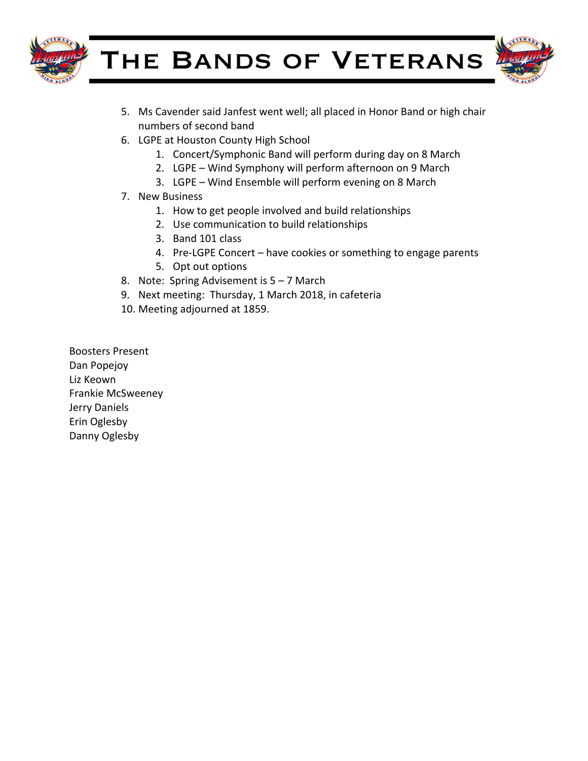5. Ms Cavender said Janfest went well; all placed in Honor Band or high chair numbers of second band
6. LGPE at Houston County High School
    1. Concert/Symphonic Band will perform during day on 8 March
    2. LGPE – Wind Symphony will perform afternoon on 9 March
    3. LGPE – Wind Ensemble will perform evening on 8 March
7. New Business
    1. How to get people involved and build relationships
    2. Use communication to build relationships
    3. Band 101 class
    4. Pre-LGPE Concert – have cookies or something to engage parents
    5. Opt out options
8. Note: Spring Advisement is 5 – 7 March
9. Next meeting: Thursday, 1 March 2018, in cafeteria
10. Meeting adjourned at 1859.

Boosters Present
Dan Popejoy
Liz Keown
Frankie McSweeney
Jerry Daniels
Erin Oglesby
Danny Oglesby